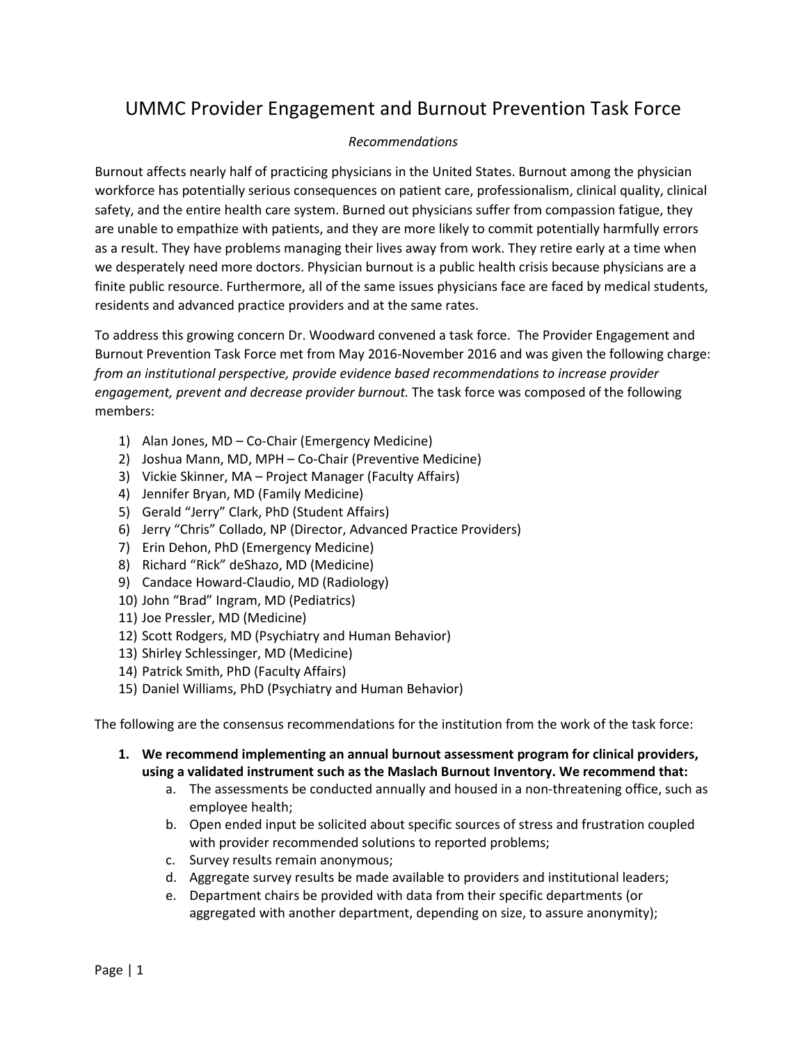# UMMC Provider Engagement and Burnout Prevention Task Force

*Recommendations*

Burnout affects nearly half of practicing physicians in the United States. Burnout among the physician workforce has potentially serious consequences on patient care, professionalism, clinical quality, clinical safety, and the entire health care system. Burned out physicians suffer from compassion fatigue, they are unable to empathize with patients, and they are more likely to commit potentially harmfully errors as a result. They have problems managing their lives away from work. They retire early at a time when we desperately need more doctors. Physician burnout is a public health crisis because physicians are a finite public resource. Furthermore, all of the same issues physicians face are faced by medical students, residents and advanced practice providers and at the same rates.

To address this growing concern Dr. Woodward convened a task force. The Provider Engagement and Burnout Prevention Task Force met from May 2016-November 2016 and was given the following charge: *from an institutional perspective, provide evidence based recommendations to increase provider engagement, prevent and decrease provider burnout.* The task force was composed of the following members:

1) Alan Jones, MD – Co-Chair (Emergency Medicine)
2) Joshua Mann, MD, MPH – Co-Chair (Preventive Medicine)
3) Vickie Skinner, MA – Project Manager (Faculty Affairs)
4) Jennifer Bryan, MD (Family Medicine)
5) Gerald "Jerry" Clark, PhD (Student Affairs)
6) Jerry "Chris" Collado, NP (Director, Advanced Practice Providers)
7) Erin Dehon, PhD (Emergency Medicine)
8) Richard "Rick" deShazo, MD (Medicine)
9) Candace Howard-Claudio, MD (Radiology)
10) John "Brad" Ingram, MD (Pediatrics)
11) Joe Pressler, MD (Medicine)
12) Scott Rodgers, MD (Psychiatry and Human Behavior)
13) Shirley Schlessinger, MD (Medicine)
14) Patrick Smith, PhD (Faculty Affairs)
15) Daniel Williams, PhD (Psychiatry and Human Behavior)

The following are the consensus recommendations for the institution from the work of the task force:

1. **We recommend implementing an annual burnout assessment program for clinical providers, using a validated instrument such as the Maslach Burnout Inventory. We recommend that:**
    a. The assessments be conducted annually and housed in a non-threatening office, such as employee health;
    b. Open ended input be solicited about specific sources of stress and frustration coupled with provider recommended solutions to reported problems;
    c. Survey results remain anonymous;
    d. Aggregate survey results be made available to providers and institutional leaders;
    e. Department chairs be provided with data from their specific departments (or aggregated with another department, depending on size, to assure anonymity);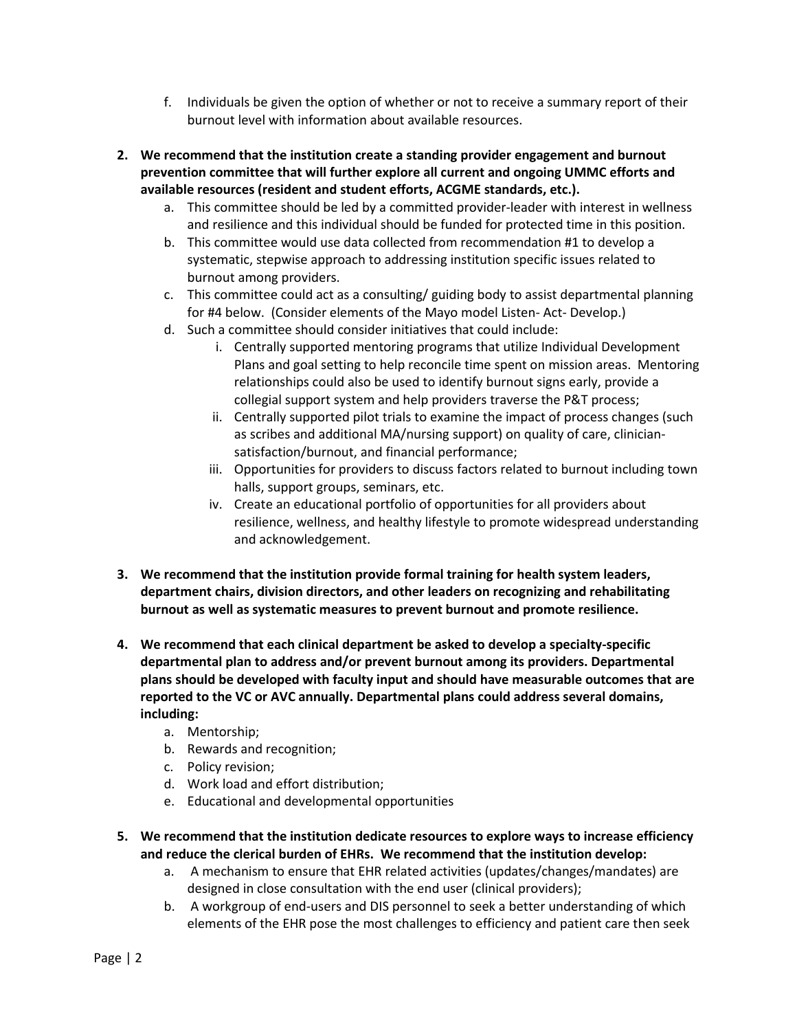f. Individuals be given the option of whether or not to receive a summary report of their burnout level with information about available resources.

2. **We recommend that the institution create a standing provider engagement and burnout prevention committee that will further explore all current and ongoing UMMC efforts and available resources (resident and student efforts, ACGME standards, etc.).**
   a. This committee should be led by a committed provider-leader with interest in wellness and resilience and this individual should be funded for protected time in this position.
   b. This committee would use data collected from recommendation #1 to develop a systematic, stepwise approach to addressing institution specific issues related to burnout among providers.
   c. This committee could act as a consulting/ guiding body to assist departmental planning for #4 below. (Consider elements of the Mayo model Listen- Act- Develop.)
   d. Such a committee should consider initiatives that could include:
      i. Centrally supported mentoring programs that utilize Individual Development Plans and goal setting to help reconcile time spent on mission areas. Mentoring relationships could also be used to identify burnout signs early, provide a collegial support system and help providers traverse the P&T process;
      ii. Centrally supported pilot trials to examine the impact of process changes (such as scribes and additional MA/nursing support) on quality of care, clinician-satisfaction/burnout, and financial performance;
      iii. Opportunities for providers to discuss factors related to burnout including town halls, support groups, seminars, etc.
      iv. Create an educational portfolio of opportunities for all providers about resilience, wellness, and healthy lifestyle to promote widespread understanding and acknowledgement.

3. **We recommend that the institution provide formal training for health system leaders, department chairs, division directors, and other leaders on recognizing and rehabilitating burnout as well as systematic measures to prevent burnout and promote resilience.**

4. **We recommend that each clinical department be asked to develop a specialty-specific departmental plan to address and/or prevent burnout among its providers. Departmental plans should be developed with faculty input and should have measurable outcomes that are reported to the VC or AVC annually. Departmental plans could address several domains, including:**
   a. Mentorship;
   b. Rewards and recognition;
   c. Policy revision;
   d. Work load and effort distribution;
   e. Educational and developmental opportunities

5. **We recommend that the institution dedicate resources to explore ways to increase efficiency and reduce the clerical burden of EHRs. We recommend that the institution develop:**
   a. A mechanism to ensure that EHR related activities (updates/changes/mandates) are designed in close consultation with the end user (clinical providers);
   b. A workgroup of end-users and DIS personnel to seek a better understanding of which elements of the EHR pose the most challenges to efficiency and patient care then seek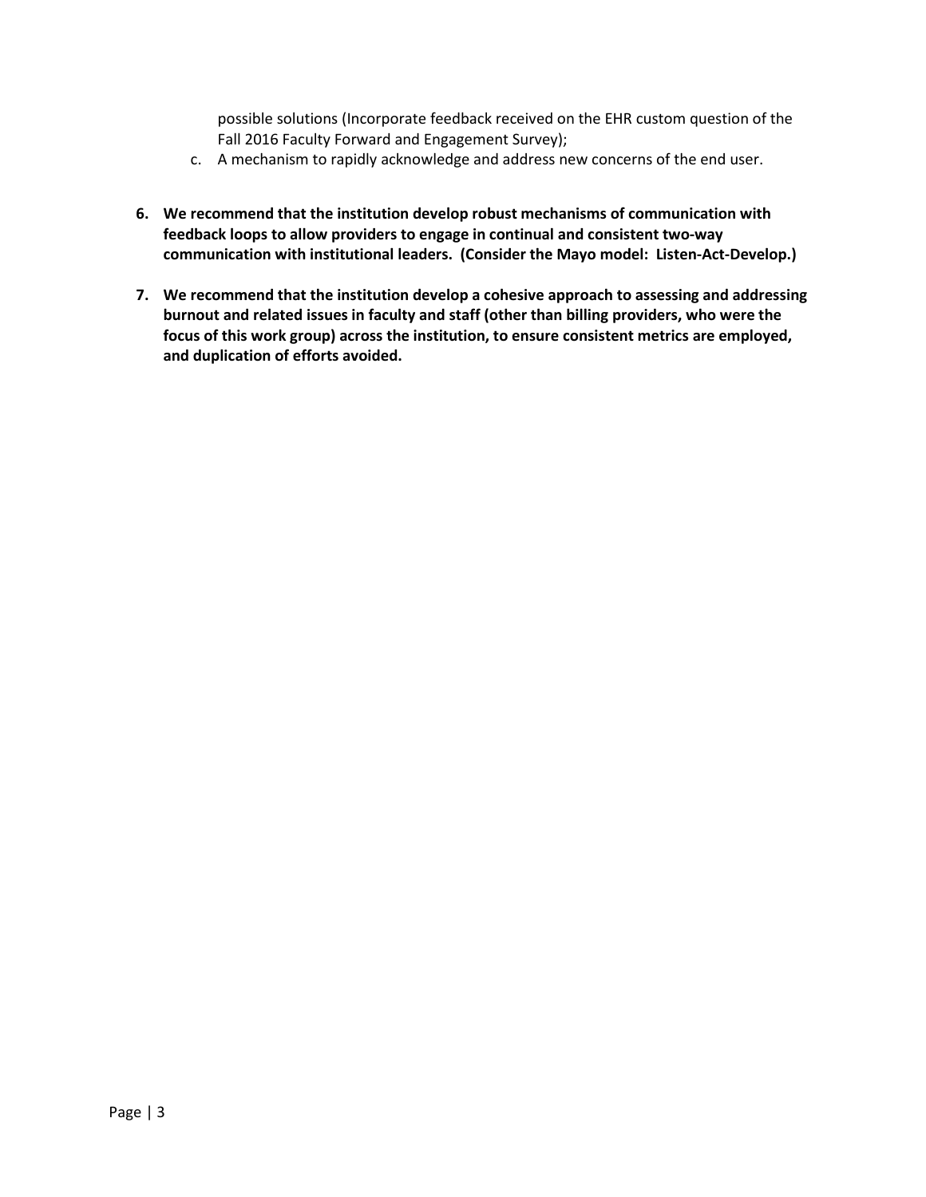possible solutions (Incorporate feedback received on the EHR custom question of the Fall 2016 Faculty Forward and Engagement Survey);

c. A mechanism to rapidly acknowledge and address new concerns of the end user.

6. **We recommend that the institution develop robust mechanisms of communication with feedback loops to allow providers to engage in continual and consistent two-way communication with institutional leaders. (Consider the Mayo model: Listen-Act-Develop.)**

7. **We recommend that the institution develop a cohesive approach to assessing and addressing burnout and related issues in faculty and staff (other than billing providers, who were the focus of this work group) across the institution, to ensure consistent metrics are employed, and duplication of efforts avoided.**